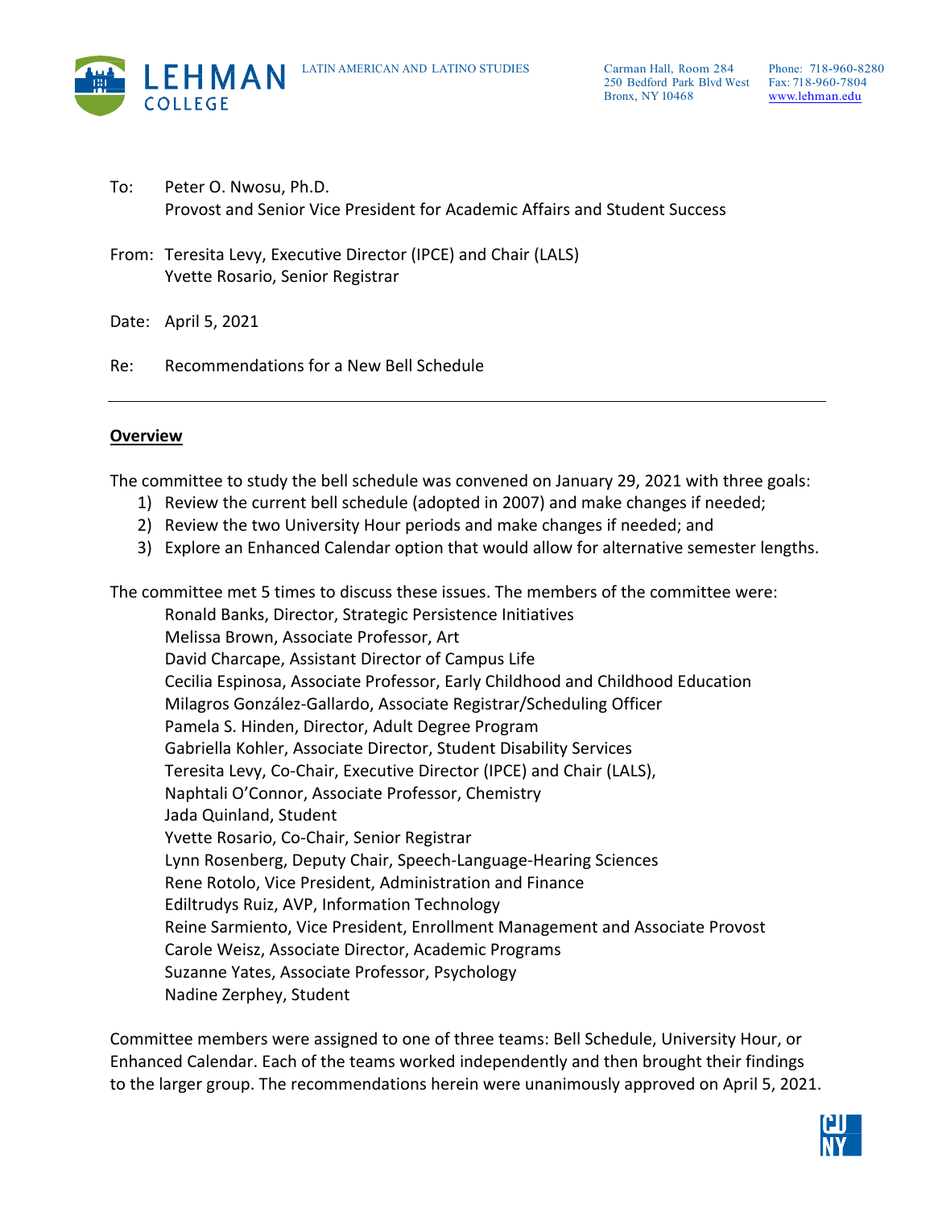LEHMAN COLLEGE

LATIN AMERICAN AND LATINO STUDIES

Carman Hall, Room 284
250 Bedford Park Blvd West
Bronx, NY 10468

Phone: 718-960-8280
Fax: 718-960-7804
www.lehman.edu

To: Peter O. Nwosu, Ph.D.
Provost and Senior Vice President for Academic Affairs and Student Success

From: Teresita Levy, Executive Director (IPCE) and Chair (LALS)
Yvette Rosario, Senior Registrar

Date: April 5, 2021

Re: Recommendations for a New Bell Schedule

---

## Overview

The committee to study the bell schedule was convened on January 29, 2021 with three goals:

1) Review the current bell schedule (adopted in 2007) and make changes if needed;
2) Review the two University Hour periods and make changes if needed; and
3) Explore an Enhanced Calendar option that would allow for alternative semester lengths.

The committee met 5 times to discuss these issues. The members of the committee were:

- Ronald Banks, Director, Strategic Persistence Initiatives
- Melissa Brown, Associate Professor, Art
- David Charcape, Assistant Director of Campus Life
- Cecilia Espinosa, Associate Professor, Early Childhood and Childhood Education
- Milagros González-Gallardo, Associate Registrar/Scheduling Officer
- Pamela S. Hinden, Director, Adult Degree Program
- Gabriella Kohler, Associate Director, Student Disability Services
- Teresita Levy, Co-Chair, Executive Director (IPCE) and Chair (LALS),
- Naphtali O'Connor, Associate Professor, Chemistry
- Jada Quinland, Student
- Yvette Rosario, Co-Chair, Senior Registrar
- Lynn Rosenberg, Deputy Chair, Speech-Language-Hearing Sciences
- Rene Rotolo, Vice President, Administration and Finance
- Ediltrudys Ruiz, AVP, Information Technology
- Reine Sarmiento, Vice President, Enrollment Management and Associate Provost
- Carole Weisz, Associate Director, Academic Programs
- Suzanne Yates, Associate Professor, Psychology
- Nadine Zerphey, Student

Committee members were assigned to one of three teams: Bell Schedule, University Hour, or Enhanced Calendar. Each of the teams worked independently and then brought their findings to the larger group. The recommendations herein were unanimously approved on April 5, 2021.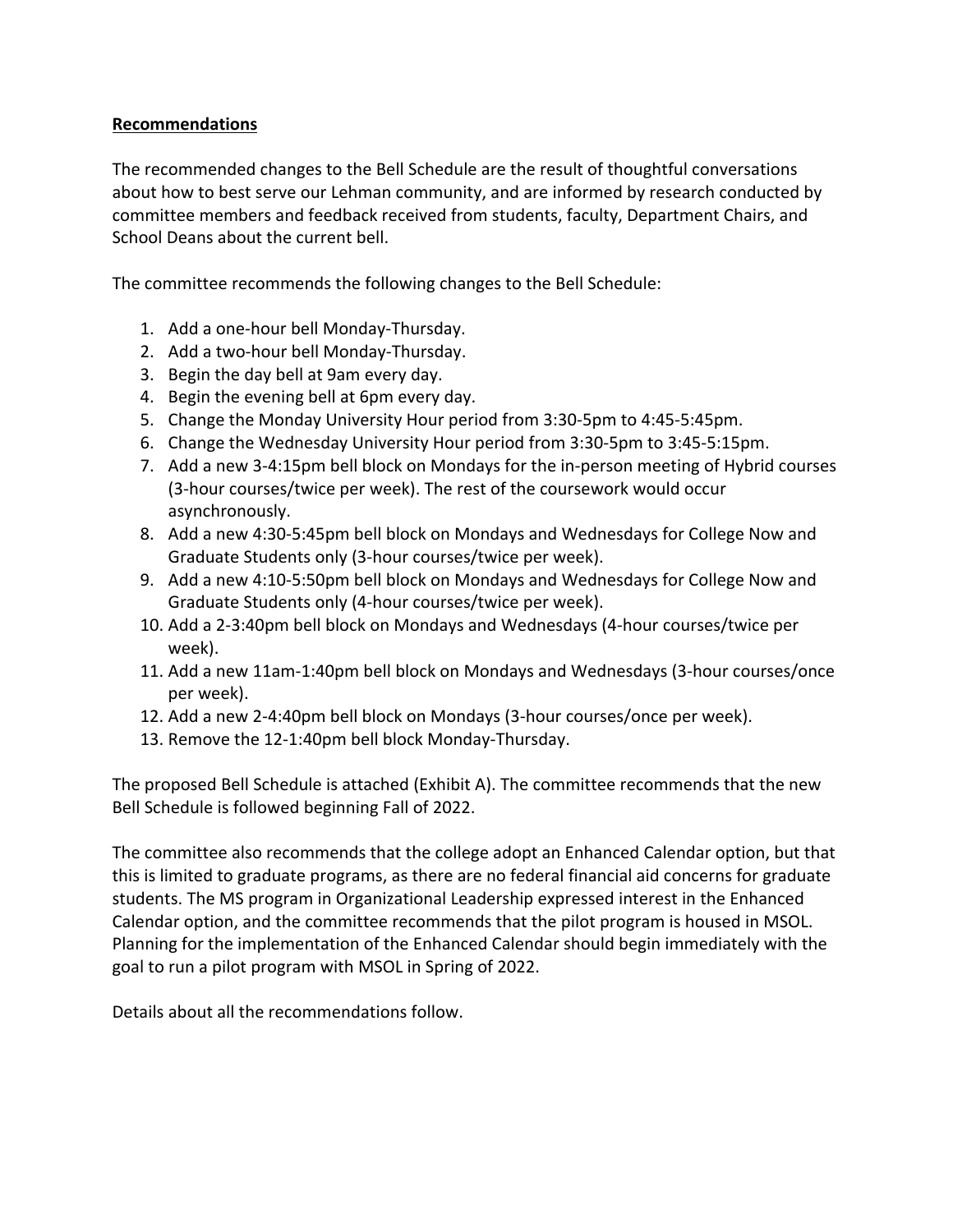**Recommendations**

The recommended changes to the Bell Schedule are the result of thoughtful conversations about how to best serve our Lehman community, and are informed by research conducted by committee members and feedback received from students, faculty, Department Chairs, and School Deans about the current bell.

The committee recommends the following changes to the Bell Schedule:

1. Add a one-hour bell Monday-Thursday.
2. Add a two-hour bell Monday-Thursday.
3. Begin the day bell at 9am every day.
4. Begin the evening bell at 6pm every day.
5. Change the Monday University Hour period from 3:30-5pm to 4:45-5:45pm.
6. Change the Wednesday University Hour period from 3:30-5pm to 3:45-5:15pm.
7. Add a new 3-4:15pm bell block on Mondays for the in-person meeting of Hybrid courses (3-hour courses/twice per week). The rest of the coursework would occur asynchronously.
8. Add a new 4:30-5:45pm bell block on Mondays and Wednesdays for College Now and Graduate Students only (3-hour courses/twice per week).
9. Add a new 4:10-5:50pm bell block on Mondays and Wednesdays for College Now and Graduate Students only (4-hour courses/twice per week).
10. Add a 2-3:40pm bell block on Mondays and Wednesdays (4-hour courses/twice per week).
11. Add a new 11am-1:40pm bell block on Mondays and Wednesdays (3-hour courses/once per week).
12. Add a new 2-4:40pm bell block on Mondays (3-hour courses/once per week).
13. Remove the 12-1:40pm bell block Monday-Thursday.

The proposed Bell Schedule is attached (Exhibit A). The committee recommends that the new Bell Schedule is followed beginning Fall of 2022.

The committee also recommends that the college adopt an Enhanced Calendar option, but that this is limited to graduate programs, as there are no federal financial aid concerns for graduate students. The MS program in Organizational Leadership expressed interest in the Enhanced Calendar option, and the committee recommends that the pilot program is housed in MSOL. Planning for the implementation of the Enhanced Calendar should begin immediately with the goal to run a pilot program with MSOL in Spring of 2022.

Details about all the recommendations follow.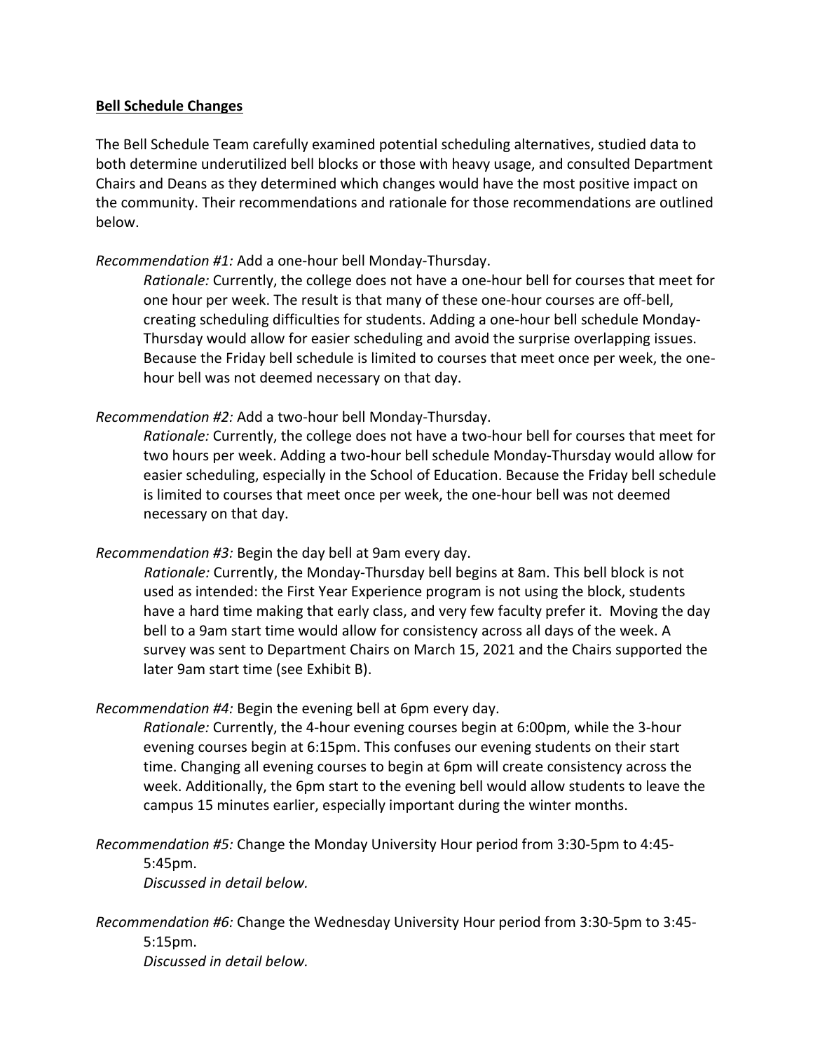**Bell Schedule Changes**

The Bell Schedule Team carefully examined potential scheduling alternatives, studied data to both determine underutilized bell blocks or those with heavy usage, and consulted Department Chairs and Deans as they determined which changes would have the most positive impact on the community. Their recommendations and rationale for those recommendations are outlined below.

*Recommendation #1:* Add a one-hour bell Monday-Thursday.

> *Rationale:* Currently, the college does not have a one-hour bell for courses that meet for one hour per week. The result is that many of these one-hour courses are off-bell, creating scheduling difficulties for students. Adding a one-hour bell schedule Monday-Thursday would allow for easier scheduling and avoid the surprise overlapping issues. Because the Friday bell schedule is limited to courses that meet once per week, the one-hour bell was not deemed necessary on that day.

*Recommendation #2:* Add a two-hour bell Monday-Thursday.

> *Rationale:* Currently, the college does not have a two-hour bell for courses that meet for two hours per week. Adding a two-hour bell schedule Monday-Thursday would allow for easier scheduling, especially in the School of Education. Because the Friday bell schedule is limited to courses that meet once per week, the one-hour bell was not deemed necessary on that day.

*Recommendation #3:* Begin the day bell at 9am every day.

> *Rationale:* Currently, the Monday-Thursday bell begins at 8am. This bell block is not used as intended: the First Year Experience program is not using the block, students have a hard time making that early class, and very few faculty prefer it. Moving the day bell to a 9am start time would allow for consistency across all days of the week. A survey was sent to Department Chairs on March 15, 2021 and the Chairs supported the later 9am start time (see Exhibit B).

*Recommendation #4:* Begin the evening bell at 6pm every day.

> *Rationale:* Currently, the 4-hour evening courses begin at 6:00pm, while the 3-hour evening courses begin at 6:15pm. This confuses our evening students on their start time. Changing all evening courses to begin at 6pm will create consistency across the week. Additionally, the 6pm start to the evening bell would allow students to leave the campus 15 minutes earlier, especially important during the winter months.

*Recommendation #5:* Change the Monday University Hour period from 3:30-5pm to 4:45-5:45pm.

> *Discussed in detail below.*

*Recommendation #6:* Change the Wednesday University Hour period from 3:30-5pm to 3:45-5:15pm.

> *Discussed in detail below.*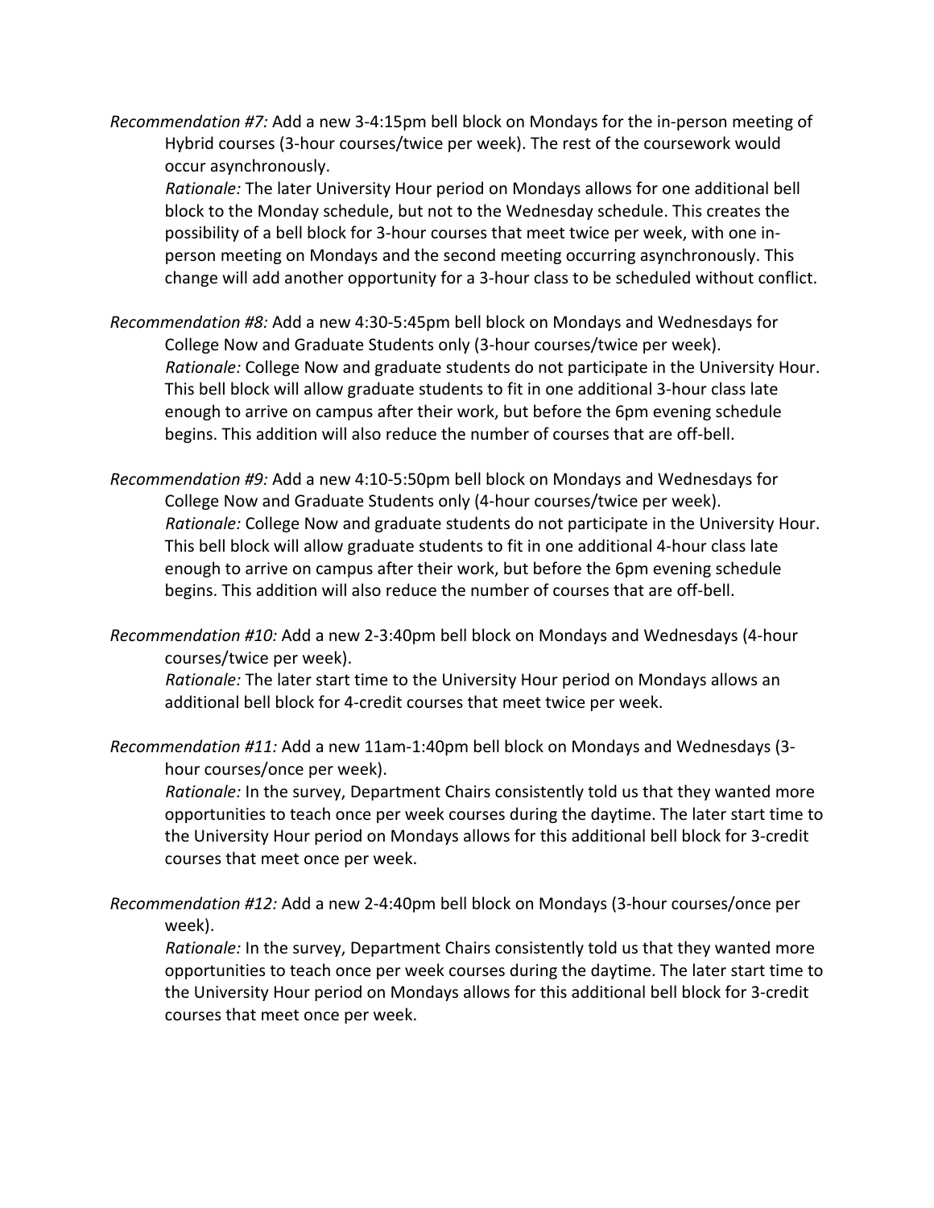*Recommendation #7:* Add a new 3-4:15pm bell block on Mondays for the in-person meeting of Hybrid courses (3-hour courses/twice per week). The rest of the coursework would occur asynchronously.

*Rationale:* The later University Hour period on Mondays allows for one additional bell block to the Monday schedule, but not to the Wednesday schedule. This creates the possibility of a bell block for 3-hour courses that meet twice per week, with one in-person meeting on Mondays and the second meeting occurring asynchronously. This change will add another opportunity for a 3-hour class to be scheduled without conflict.

*Recommendation #8:* Add a new 4:30-5:45pm bell block on Mondays and Wednesdays for College Now and Graduate Students only (3-hour courses/twice per week).

*Rationale:* College Now and graduate students do not participate in the University Hour. This bell block will allow graduate students to fit in one additional 3-hour class late enough to arrive on campus after their work, but before the 6pm evening schedule begins. This addition will also reduce the number of courses that are off-bell.

*Recommendation #9:* Add a new 4:10-5:50pm bell block on Mondays and Wednesdays for College Now and Graduate Students only (4-hour courses/twice per week).

*Rationale:* College Now and graduate students do not participate in the University Hour. This bell block will allow graduate students to fit in one additional 4-hour class late enough to arrive on campus after their work, but before the 6pm evening schedule begins. This addition will also reduce the number of courses that are off-bell.

*Recommendation #10:* Add a new 2-3:40pm bell block on Mondays and Wednesdays (4-hour courses/twice per week).

*Rationale:* The later start time to the University Hour period on Mondays allows an additional bell block for 4-credit courses that meet twice per week.

*Recommendation #11:* Add a new 11am-1:40pm bell block on Mondays and Wednesdays (3-hour courses/once per week).

*Rationale:* In the survey, Department Chairs consistently told us that they wanted more opportunities to teach once per week courses during the daytime. The later start time to the University Hour period on Mondays allows for this additional bell block for 3-credit courses that meet once per week.

*Recommendation #12:* Add a new 2-4:40pm bell block on Mondays (3-hour courses/once per week).

*Rationale:* In the survey, Department Chairs consistently told us that they wanted more opportunities to teach once per week courses during the daytime. The later start time to the University Hour period on Mondays allows for this additional bell block for 3-credit courses that meet once per week.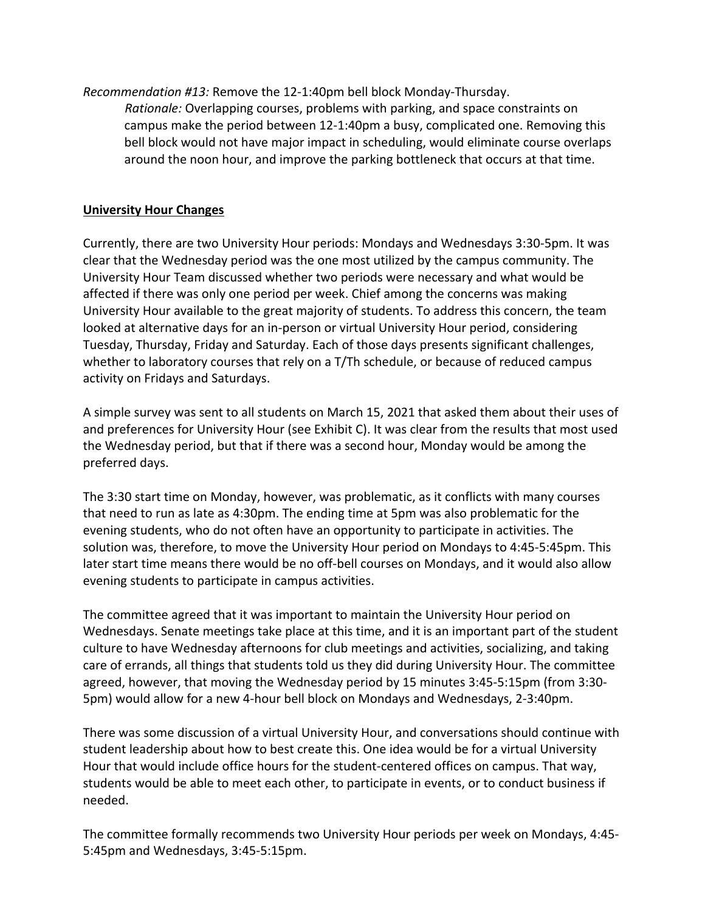*Recommendation #13:* Remove the 12-1:40pm bell block Monday-Thursday.

> *Rationale:* Overlapping courses, problems with parking, and space constraints on campus make the period between 12-1:40pm a busy, complicated one. Removing this bell block would not have major impact in scheduling, would eliminate course overlaps around the noon hour, and improve the parking bottleneck that occurs at that time.

**University Hour Changes**

Currently, there are two University Hour periods: Mondays and Wednesdays 3:30-5pm. It was clear that the Wednesday period was the one most utilized by the campus community. The University Hour Team discussed whether two periods were necessary and what would be affected if there was only one period per week. Chief among the concerns was making University Hour available to the great majority of students. To address this concern, the team looked at alternative days for an in-person or virtual University Hour period, considering Tuesday, Thursday, Friday and Saturday. Each of those days presents significant challenges, whether to laboratory courses that rely on a T/Th schedule, or because of reduced campus activity on Fridays and Saturdays.

A simple survey was sent to all students on March 15, 2021 that asked them about their uses of and preferences for University Hour (see Exhibit C). It was clear from the results that most used the Wednesday period, but that if there was a second hour, Monday would be among the preferred days.

The 3:30 start time on Monday, however, was problematic, as it conflicts with many courses that need to run as late as 4:30pm. The ending time at 5pm was also problematic for the evening students, who do not often have an opportunity to participate in activities. The solution was, therefore, to move the University Hour period on Mondays to 4:45-5:45pm. This later start time means there would be no off-bell courses on Mondays, and it would also allow evening students to participate in campus activities.

The committee agreed that it was important to maintain the University Hour period on Wednesdays. Senate meetings take place at this time, and it is an important part of the student culture to have Wednesday afternoons for club meetings and activities, socializing, and taking care of errands, all things that students told us they did during University Hour. The committee agreed, however, that moving the Wednesday period by 15 minutes 3:45-5:15pm (from 3:30-5pm) would allow for a new 4-hour bell block on Mondays and Wednesdays, 2-3:40pm.

There was some discussion of a virtual University Hour, and conversations should continue with student leadership about how to best create this. One idea would be for a virtual University Hour that would include office hours for the student-centered offices on campus. That way, students would be able to meet each other, to participate in events, or to conduct business if needed.

The committee formally recommends two University Hour periods per week on Mondays, 4:45-5:45pm and Wednesdays, 3:45-5:15pm.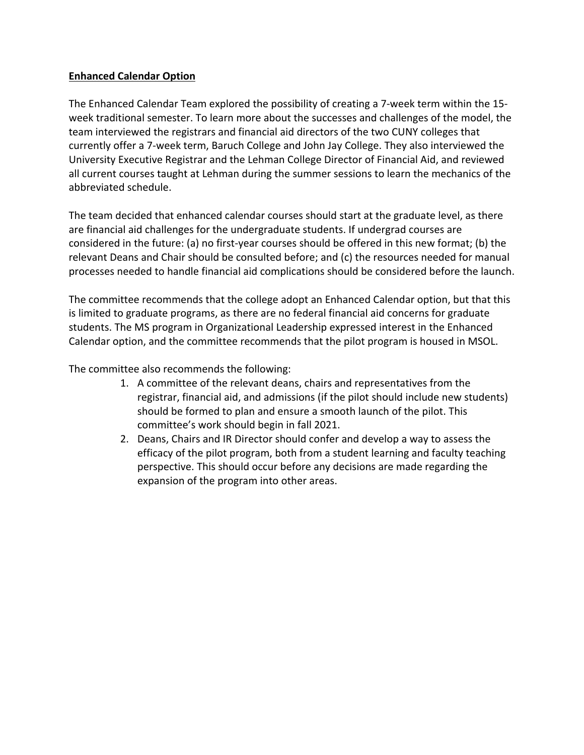**Enhanced Calendar Option**

The Enhanced Calendar Team explored the possibility of creating a 7-week term within the 15-week traditional semester. To learn more about the successes and challenges of the model, the team interviewed the registrars and financial aid directors of the two CUNY colleges that currently offer a 7-week term, Baruch College and John Jay College. They also interviewed the University Executive Registrar and the Lehman College Director of Financial Aid, and reviewed all current courses taught at Lehman during the summer sessions to learn the mechanics of the abbreviated schedule.

The team decided that enhanced calendar courses should start at the graduate level, as there are financial aid challenges for the undergraduate students. If undergrad courses are considered in the future: (a) no first-year courses should be offered in this new format; (b) the relevant Deans and Chair should be consulted before; and (c) the resources needed for manual processes needed to handle financial aid complications should be considered before the launch.

The committee recommends that the college adopt an Enhanced Calendar option, but that this is limited to graduate programs, as there are no federal financial aid concerns for graduate students. The MS program in Organizational Leadership expressed interest in the Enhanced Calendar option, and the committee recommends that the pilot program is housed in MSOL.

The committee also recommends the following:

1. A committee of the relevant deans, chairs and representatives from the registrar, financial aid, and admissions (if the pilot should include new students) should be formed to plan and ensure a smooth launch of the pilot. This committee's work should begin in fall 2021.
2. Deans, Chairs and IR Director should confer and develop a way to assess the efficacy of the pilot program, both from a student learning and faculty teaching perspective. This should occur before any decisions are made regarding the expansion of the program into other areas.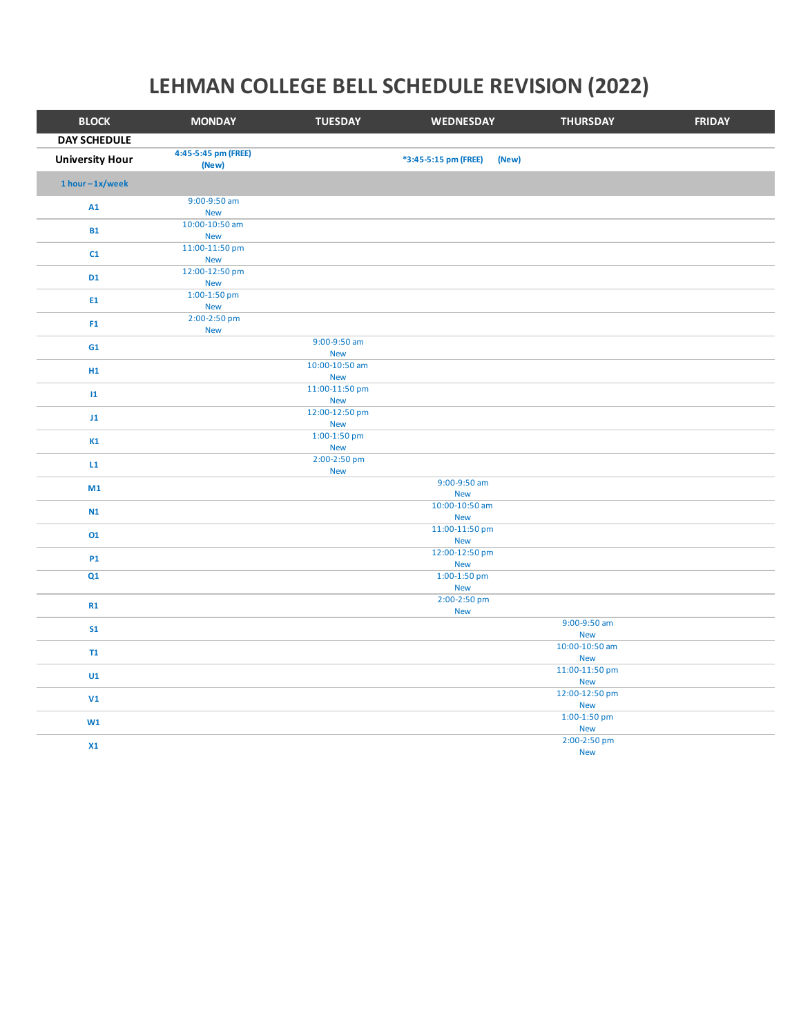# LEHMAN COLLEGE BELL SCHEDULE REVISION (2022)

| BLOCK | MONDAY | TUESDAY | WEDNESDAY | THURSDAY | FRIDAY |
|---|---|---|---|---|---|
| **DAY SCHEDULE** | | | | | |
| **University Hour** | **4:45-5:45 pm (FREE) (New)** | | **\*3:45-5:15 pm (FREE) (New)** | | |
| **1 hour – 1x/week** | | | | | |
| **A1** | 9:00-9:50 am New | | | | |
| **B1** | 10:00-10:50 am New | | | | |
| **C1** | 11:00-11:50 pm New | | | | |
| **D1** | 12:00-12:50 pm New | | | | |
| **E1** | 1:00-1:50 pm New | | | | |
| **F1** | 2:00-2:50 pm New | | | | |
| **G1** | | 9:00-9:50 am New | | | |
| **H1** | | 10:00-10:50 am New | | | |
| **I1** | | 11:00-11:50 pm New | | | |
| **J1** | | 12:00-12:50 pm New | | | |
| **K1** | | 1:00-1:50 pm New | | | |
| **L1** | | 2:00-2:50 pm New | | | |
| **M1** | | | 9:00-9:50 am New | | |
| **N1** | | | 10:00-10:50 am New | | |
| **O1** | | | 11:00-11:50 pm New | | |
| **P1** | | | 12:00-12:50 pm New | | |
| **Q1** | | | 1:00-1:50 pm New | | |
| **R1** | | | 2:00-2:50 pm New | | |
| **S1** | | | | 9:00-9:50 am New | |
| **T1** | | | | 10:00-10:50 am New | |
| **U1** | | | | 11:00-11:50 pm New | |
| **V1** | | | | 12:00-12:50 pm New | |
| **W1** | | | | 1:00-1:50 pm New | |
| **X1** | | | | 2:00-2:50 pm New | |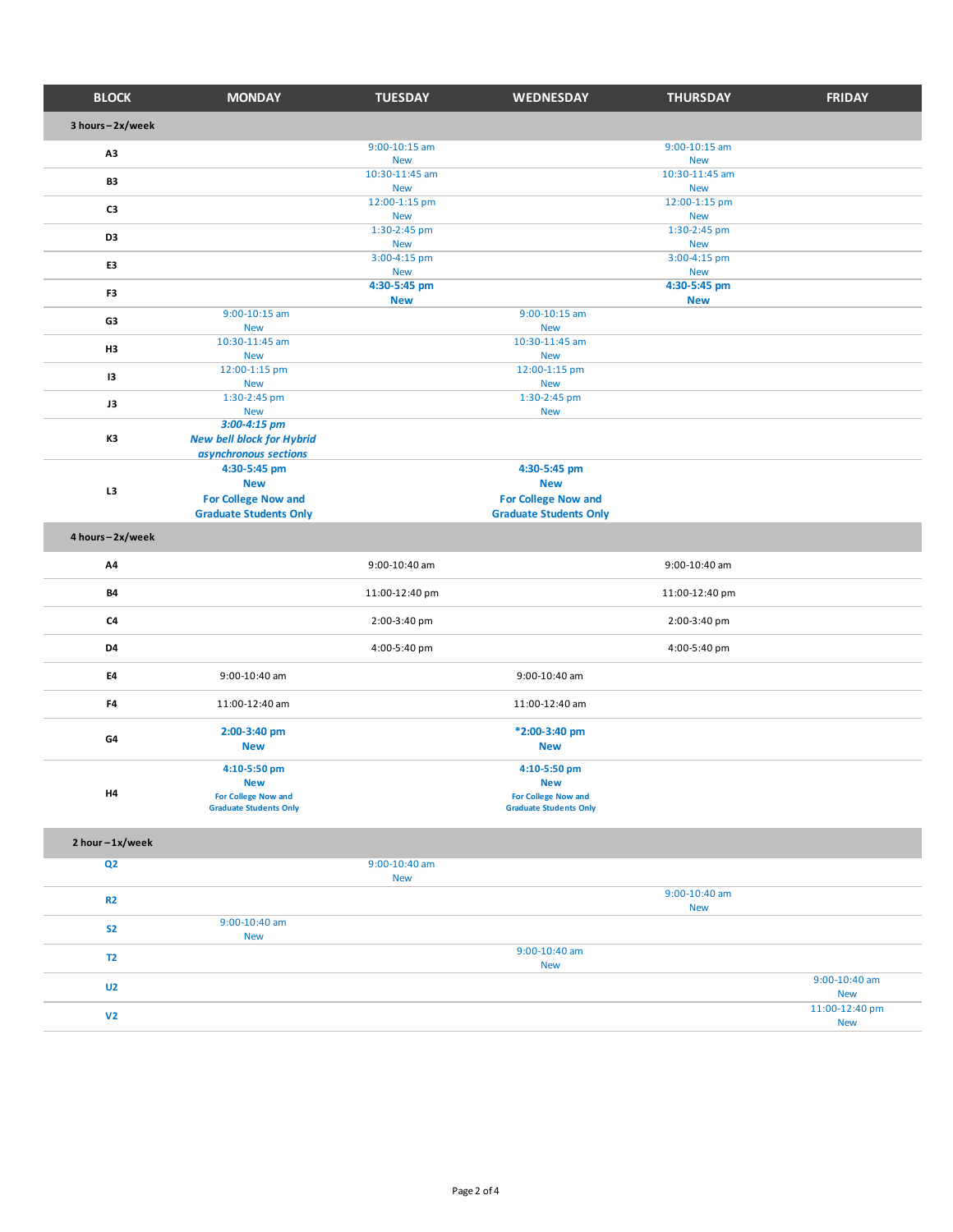| BLOCK | MONDAY | TUESDAY | WEDNESDAY | THURSDAY | FRIDAY |
|---|---|---|---|---|---|
| **3 hours – 2x/week** | | | | | |
| A3 | | 9:00-10:15 am New | | 9:00-10:15 am New | |
| B3 | | 10:30-11:45 am New | | 10:30-11:45 am New | |
| C3 | | 12:00-1:15 pm New | | 12:00-1:15 pm New | |
| D3 | | 1:30-2:45 pm New | | 1:30-2:45 pm New | |
| E3 | | 3:00-4:15 pm New | | 3:00-4:15 pm New | |
| F3 | | **4:30-5:45 pm New** | | **4:30-5:45 pm New** | |
| G3 | 9:00-10:15 am New | | 9:00-10:15 am New | | |
| H3 | 10:30-11:45 am New | | 10:30-11:45 am New | | |
| I3 | 12:00-1:15 pm New | | 12:00-1:15 pm New | | |
| J3 | 1:30-2:45 pm New | | 1:30-2:45 pm New | | |
| K3 | ***3:00-4:15 pm New bell block for Hybrid asynchronous sections*** | | | | |
| L3 | **4:30-5:45 pm New For College Now and Graduate Students Only** | | **4:30-5:45 pm New For College Now and Graduate Students Only** | | |
| **4 hours – 2x/week** | | | | | |
| A4 | | 9:00-10:40 am | | 9:00-10:40 am | |
| B4 | | 11:00-12:40 pm | | 11:00-12:40 pm | |
| C4 | | 2:00-3:40 pm | | 2:00-3:40 pm | |
| D4 | | 4:00-5:40 pm | | 4:00-5:40 pm | |
| E4 | 9:00-10:40 am | | 9:00-10:40 am | | |
| F4 | 11:00-12:40 am | | 11:00-12:40 am | | |
| G4 | **2:00-3:40 pm New** | | ***2:00-3:40 pm New** | | |
| H4 | **4:10-5:50 pm New For College Now and Graduate Students Only** | | **4:10-5:50 pm New For College Now and Graduate Students Only** | | |
| **2 hour – 1x/week** | | | | | |
| Q2 | | 9:00-10:40 am New | | | |
| R2 | | | | 9:00-10:40 am New | |
| S2 | 9:00-10:40 am New | | | | |
| T2 | | | 9:00-10:40 am New | | |
| U2 | | | | | 9:00-10:40 am New |
| V2 | | | | | 11:00-12:40 pm New |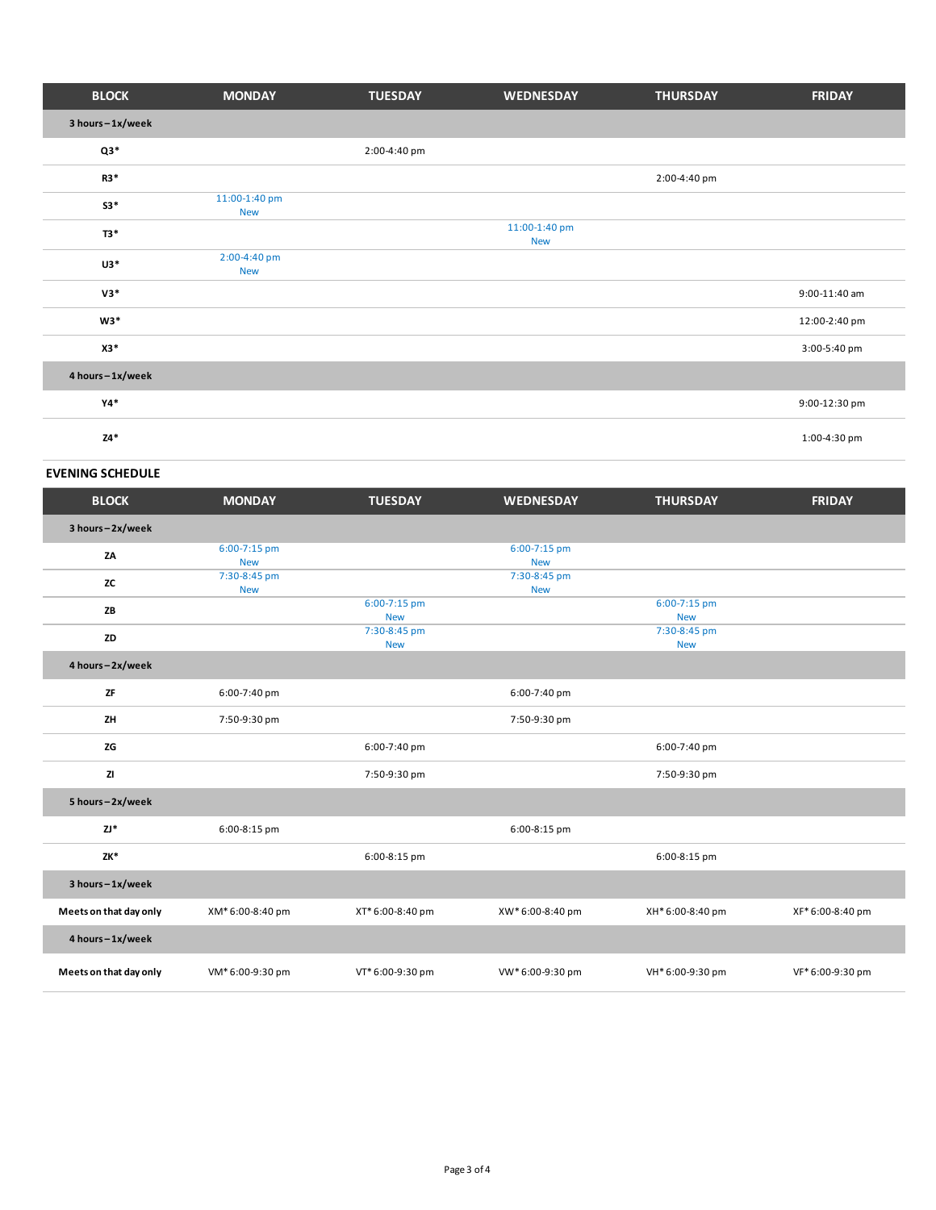| BLOCK | MONDAY | TUESDAY | WEDNESDAY | THURSDAY | FRIDAY |
|---|---|---|---|---|---|
| **3 hours – 1x/week** | | | | | |
| **Q3*** | | 2:00-4:40 pm | | | |
| **R3*** | | | | 2:00-4:40 pm | |
| **S3*** | 11:00-1:40 pm New | | | | |
| **T3*** | | | 11:00-1:40 pm New | | |
| **U3*** | 2:00-4:40 pm New | | | | |
| **V3*** | | | | | 9:00-11:40 am |
| **W3*** | | | | | 12:00-2:40 pm |
| **X3*** | | | | | 3:00-5:40 pm |
| **4 hours – 1x/week** | | | | | |
| **Y4*** | | | | | 9:00-12:30 pm |
| **Z4*** | | | | | 1:00-4:30 pm |

## EVENING SCHEDULE

| BLOCK | MONDAY | TUESDAY | WEDNESDAY | THURSDAY | FRIDAY |
|---|---|---|---|---|---|
| **3 hours – 2x/week** | | | | | |
| **ZA** | 6:00-7:15 pm New | | 6:00-7:15 pm New | | |
| **ZC** | 7:30-8:45 pm New | | 7:30-8:45 pm New | | |
| **ZB** | | 6:00-7:15 pm New | | 6:00-7:15 pm New | |
| **ZD** | | 7:30-8:45 pm New | | 7:30-8:45 pm New | |
| **4 hours – 2x/week** | | | | | |
| **ZF** | 6:00-7:40 pm | | 6:00-7:40 pm | | |
| **ZH** | 7:50-9:30 pm | | 7:50-9:30 pm | | |
| **ZG** | | 6:00-7:40 pm | | 6:00-7:40 pm | |
| **ZI** | | 7:50-9:30 pm | | 7:50-9:30 pm | |
| **5 hours – 2x/week** | | | | | |
| **ZJ*** | 6:00-8:15 pm | | 6:00-8:15 pm | | |
| **ZK*** | | 6:00-8:15 pm | | 6:00-8:15 pm | |
| **3 hours – 1x/week** | | | | | |
| **Meets on that day only** | XM* 6:00-8:40 pm | XT* 6:00-8:40 pm | XW* 6:00-8:40 pm | XH* 6:00-8:40 pm | XF* 6:00-8:40 pm |
| **4 hours – 1x/week** | | | | | |
| **Meets on that day only** | VM* 6:00-9:30 pm | VT* 6:00-9:30 pm | VW* 6:00-9:30 pm | VH* 6:00-9:30 pm | VF* 6:00-9:30 pm |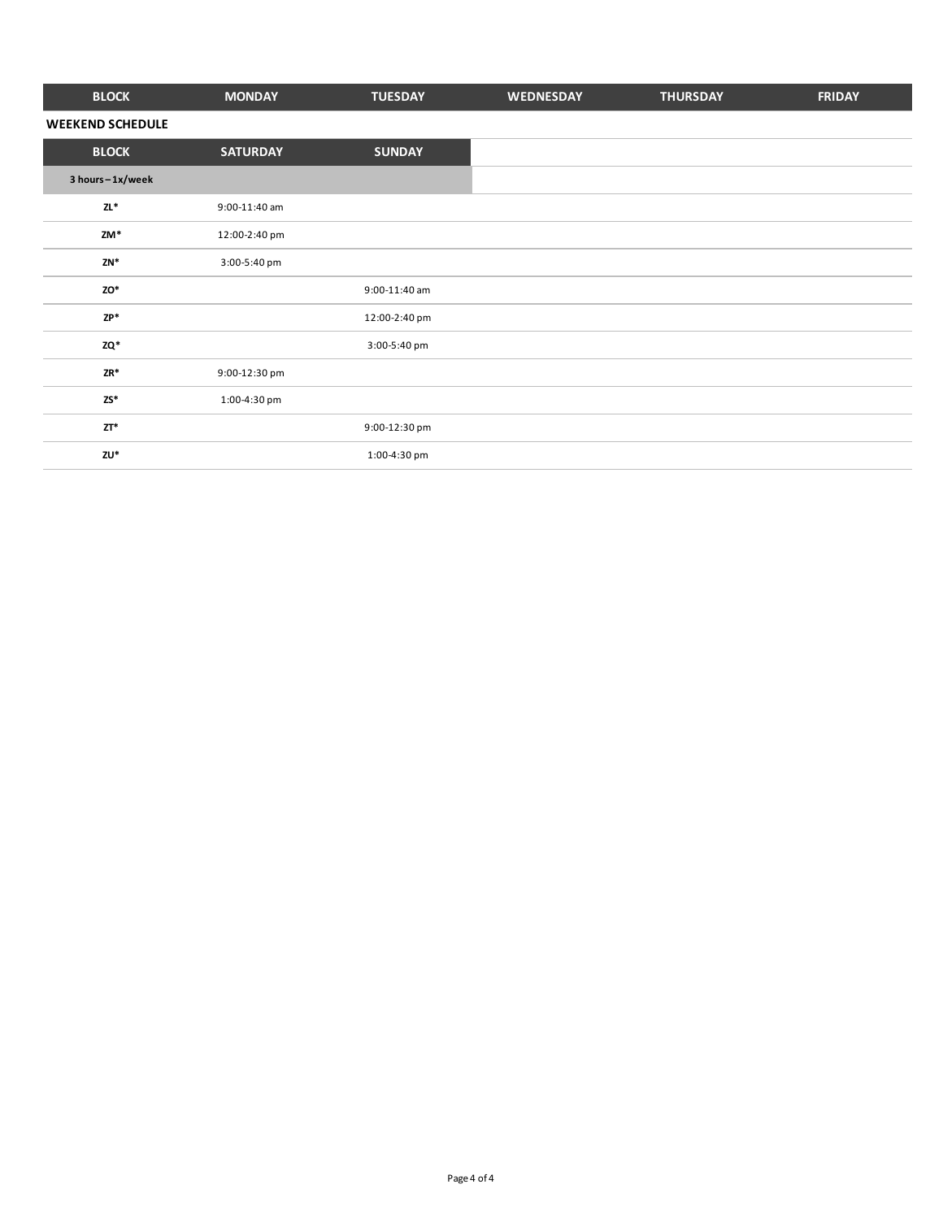| BLOCK | MONDAY | TUESDAY | WEDNESDAY | THURSDAY | FRIDAY |
| --- | --- | --- | --- | --- | --- |

**WEEKEND SCHEDULE**

| BLOCK | SATURDAY | SUNDAY |
| --- | --- | --- |
| **3 hours – 1x/week** | | |
| **ZL*** | 9:00-11:40 am | |
| **ZM*** | 12:00-2:40 pm | |
| **ZN*** | 3:00-5:40 pm | |
| **ZO*** | | 9:00-11:40 am |
| **ZP*** | | 12:00-2:40 pm |
| **ZQ*** | | 3:00-5:40 pm |
| **ZR*** | 9:00-12:30 pm | |
| **ZS*** | 1:00-4:30 pm | |
| **ZT*** | | 9:00-12:30 pm |
| **ZU*** | | 1:00-4:30 pm |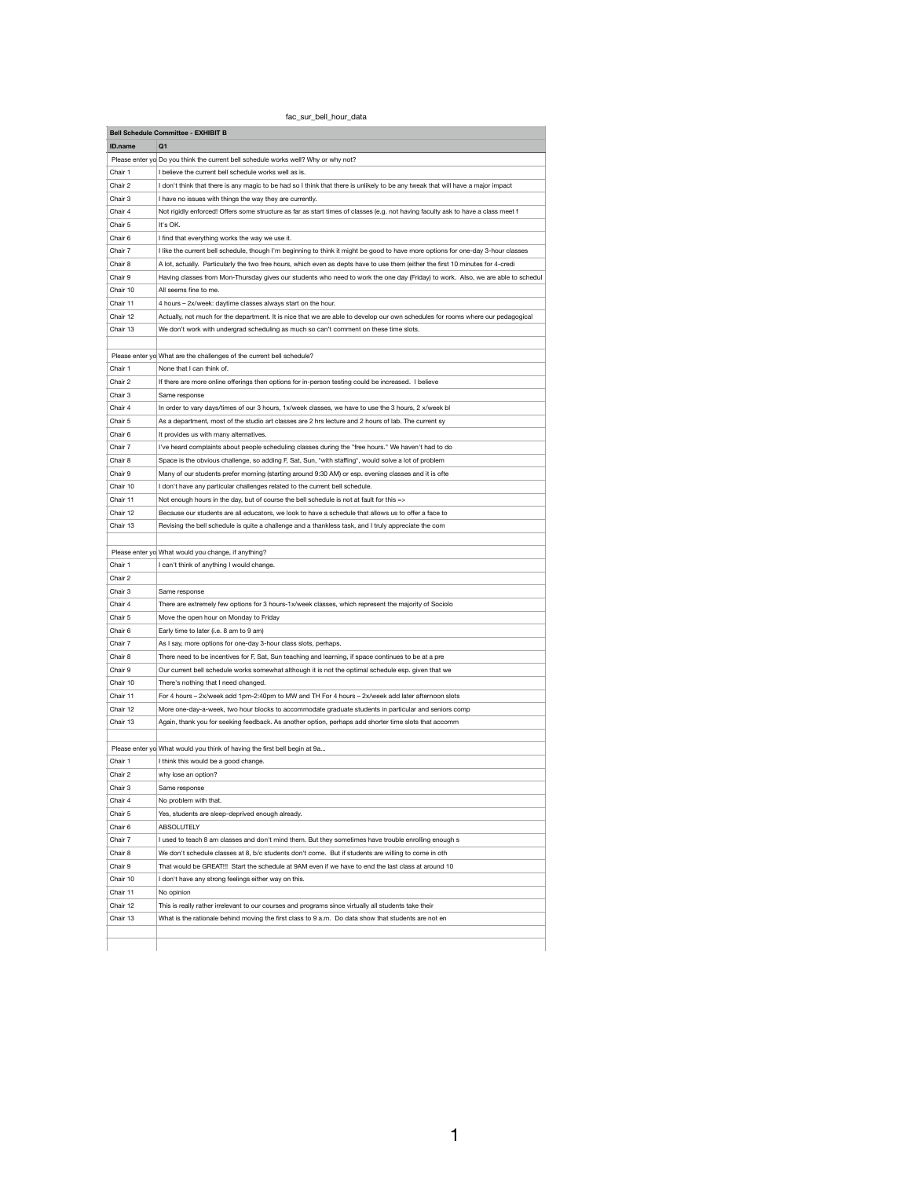fac_sur_bell_hour_data

| Bell Schedule Committee - EXHIBIT B | |
|---|---|
| ID.name | Q1 |
| Please enter yo | Do you think the current bell schedule works well? Why or why not? |
| Chair 1 | I believe the current bell schedule works well as is. |
| Chair 2 | I don't think that there is any magic to be had so I think that there is unlikely to be any tweak that will have a major impact |
| Chair 3 | I have no issues with things the way they are currently. |
| Chair 4 | Not rigidly enforced! Offers some structure as far as start times of classes (e.g. not having faculty ask to have a class meet f |
| Chair 5 | It's OK. |
| Chair 6 | I find that everything works the way we use it. |
| Chair 7 | I like the current bell schedule, though I'm beginning to think it might be good to have more options for one-day 3-hour classes |
| Chair 8 | A lot, actually. Particularly the two free hours, which even as depts have to use them (either the first 10 minutes for 4-credi |
| Chair 9 | Having classes from Mon-Thursday gives our students who need to work the one day (Friday) to work. Also, we are able to schedul |
| Chair 10 | All seems fine to me. |
| Chair 11 | 4 hours – 2x/week: daytime classes always start on the hour. |
| Chair 12 | Actually, not much for the department. It is nice that we are able to develop our own schedules for rooms where our pedagogical |
| Chair 13 | We don't work with undergrad scheduling as much so can't comment on these time slots. |
| | |
| Please enter yo | What are the challenges of the current bell schedule? |
| Chair 1 | None that I can think of. |
| Chair 2 | If there are more online offerings then options for in-person testing could be increased. I believe |
| Chair 3 | Same response |
| Chair 4 | In order to vary days/times of our 3 hours, 1x/week classes, we have to use the 3 hours, 2 x/week bl |
| Chair 5 | As a department, most of the studio art classes are 2 hrs lecture and 2 hours of lab. The current sy |
| Chair 6 | It provides us with many alternatives. |
| Chair 7 | I've heard complaints about people scheduling classes during the "free hours." We haven't had to do |
| Chair 8 | Space is the obvious challenge, so adding F, Sat, Sun, *with staffing*, would solve a lot of problem |
| Chair 9 | Many of our students prefer morning (starting around 9:30 AM) or esp. evening classes and it is ofte |
| Chair 10 | I don't have any particular challenges related to the current bell schedule. |
| Chair 11 | Not enough hours in the day, but of course the bell schedule is not at fault for this => |
| Chair 12 | Because our students are all educators, we look to have a schedule that allows us to offer a face to |
| Chair 13 | Revising the bell schedule is quite a challenge and a thankless task, and I truly appreciate the com |
| | |
| Please enter yo | What would you change, if anything? |
| Chair 1 | I can't think of anything I would change. |
| Chair 2 | |
| Chair 3 | Same response |
| Chair 4 | There are extremely few options for 3 hours-1x/week classes, which represent the majority of Sociolo |
| Chair 5 | Move the open hour on Monday to Friday |
| Chair 6 | Early time to later (i.e. 8 am to 9 am) |
| Chair 7 | As I say, more options for one-day 3-hour class slots, perhaps. |
| Chair 8 | There need to be incentives for F, Sat, Sun teaching and learning, if space continues to be at a pre |
| Chair 9 | Our current bell schedule works somewhat although it is not the optimal schedule esp. given that we |
| Chair 10 | There's nothing that I need changed. |
| Chair 11 | For 4 hours – 2x/week add 1pm-2:40pm to MW and TH For 4 hours – 2x/week add later afternoon slots |
| Chair 12 | More one-day-a-week, two hour blocks to accommodate graduate students in particular and seniors comp |
| Chair 13 | Again, thank you for seeking feedback. As another option, perhaps add shorter time slots that accomm |
| | |
| Please enter yo | What would you think of having the first bell begin at 9a... |
| Chair 1 | I think this would be a good change. |
| Chair 2 | why lose an option? |
| Chair 3 | Same response |
| Chair 4 | No problem with that. |
| Chair 5 | Yes, students are sleep-deprived enough already. |
| Chair 6 | ABSOLUTELY |
| Chair 7 | I used to teach 8 am classes and don't mind them. But they sometimes have trouble enrolling enough s |
| Chair 8 | We don't schedule classes at 8, b/c students don't come. But if students are willing to come in oth |
| Chair 9 | That would be GREAT!!! Start the schedule at 9AM even if we have to end the last class at around 10 |
| Chair 10 | I don't have any strong feelings either way on this. |
| Chair 11 | No opinion |
| Chair 12 | This is really rather irrelevant to our courses and programs since virtually all students take their |
| Chair 13 | What is the rationale behind moving the first class to 9 a.m. Do data show that students are not en |
| | |
| | |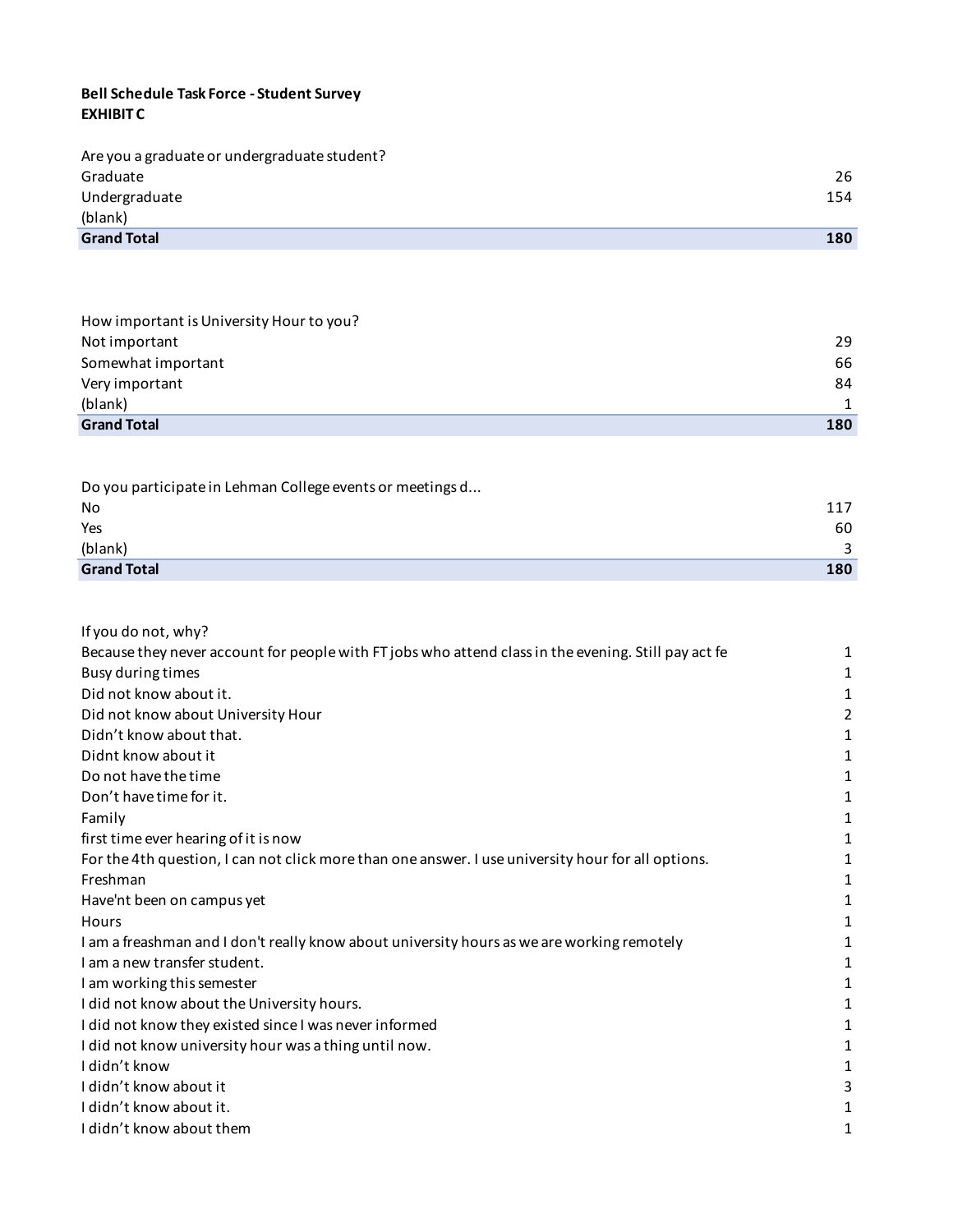**Bell Schedule Task Force - Student Survey**
**EXHIBIT C**

| Are you a graduate or undergraduate student? | |
|---|---|
| Graduate | 26 |
| Undergraduate | 154 |
| (blank) | |
| **Grand Total** | **180** |

| How important is University Hour to you? | |
|---|---|
| Not important | 29 |
| Somewhat important | 66 |
| Very important | 84 |
| (blank) | 1 |
| **Grand Total** | **180** |

| Do you participate in Lehman College events or meetings d... | |
|---|---|
| No | 117 |
| Yes | 60 |
| (blank) | 3 |
| **Grand Total** | **180** |

| If you do not, why? | |
|---|---|
| Because they never account for people with FT jobs who attend class in the evening. Still pay act fe | 1 |
| Busy during times | 1 |
| Did not know about it. | 1 |
| Did not know about University Hour | 2 |
| Didn't know about that. | 1 |
| Didnt know about it | 1 |
| Do not have the time | 1 |
| Don't have time for it. | 1 |
| Family | 1 |
| first time ever hearing of it is now | 1 |
| For the 4th question, I can not click more than one answer. I use university hour for all options. | 1 |
| Freshman | 1 |
| Have'nt been on campus yet | 1 |
| Hours | 1 |
| I am a freashman and I don't really know about university hours as we are working remotely | 1 |
| I am a new transfer student. | 1 |
| I am working this semester | 1 |
| I did not know about the University hours. | 1 |
| I did not know they existed since I was never informed | 1 |
| I did not know university hour was a thing until now. | 1 |
| I didn't know | 1 |
| I didn't know about it | 3 |
| I didn't know about it. | 1 |
| I didn't know about them | 1 |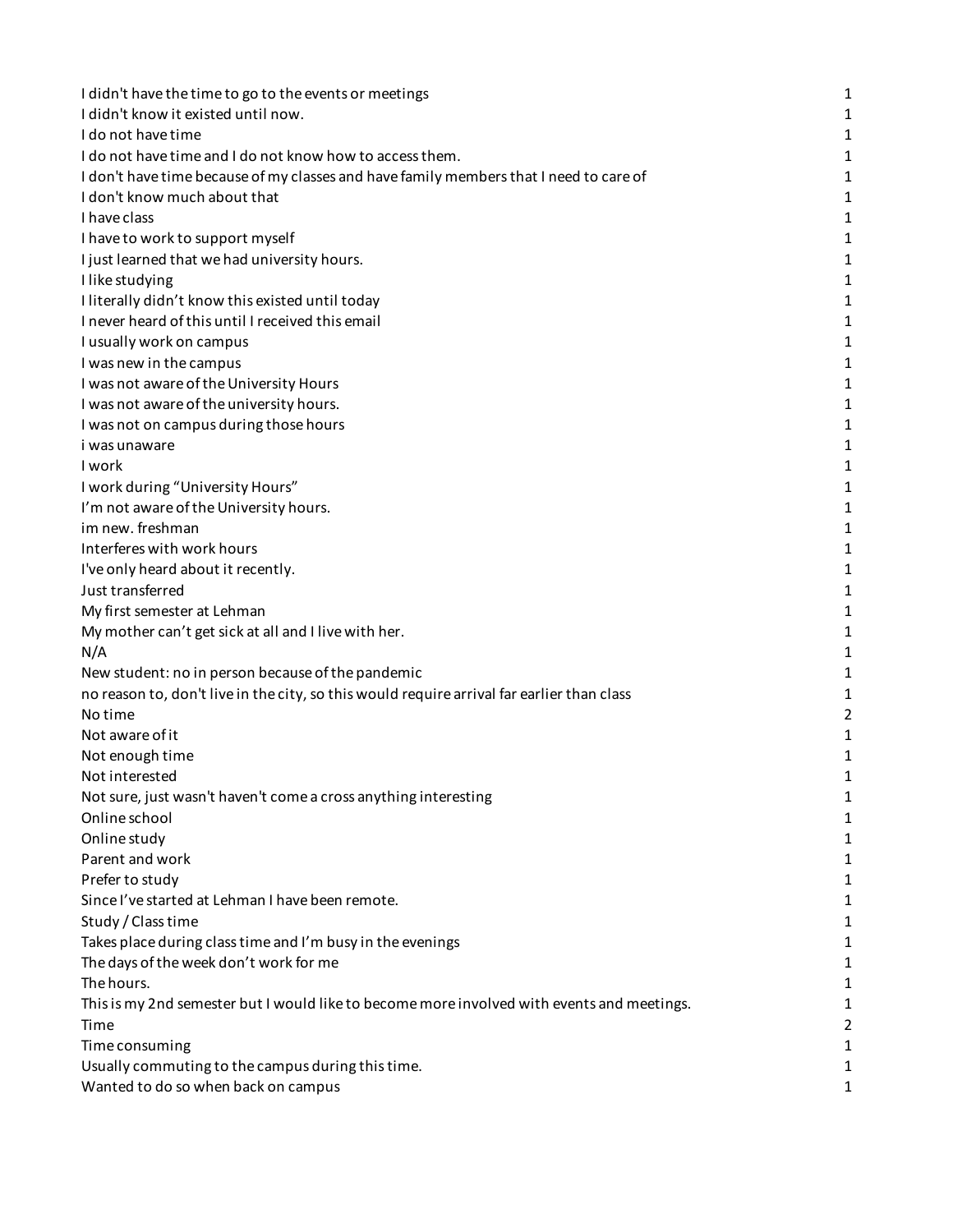| | |
|---|---|
| I didn't have the time to go to the events or meetings | 1 |
| I didn't know it existed until now. | 1 |
| I do not have time | 1 |
| I do not have time and I do not know how to access them. | 1 |
| I don't have time because of my classes and have family members that I need to care of | 1 |
| I don't know much about that | 1 |
| I have class | 1 |
| I have to work to support myself | 1 |
| I just learned that we had university hours. | 1 |
| I like studying | 1 |
| I literally didn't know this existed until today | 1 |
| I never heard of this until I received this email | 1 |
| I usually work on campus | 1 |
| I was new in the campus | 1 |
| I was not aware of the University Hours | 1 |
| I was not aware of the university hours. | 1 |
| I was not on campus during those hours | 1 |
| i was unaware | 1 |
| I work | 1 |
| I work during "University Hours" | 1 |
| I'm not aware of the University hours. | 1 |
| im new. freshman | 1 |
| Interferes with work hours | 1 |
| I've only heard about it recently. | 1 |
| Just transferred | 1 |
| My first semester at Lehman | 1 |
| My mother can't get sick at all and I live with her. | 1 |
| N/A | 1 |
| New student: no in person because of the pandemic | 1 |
| no reason to, don't live in the city, so this would require arrival far earlier than class | 1 |
| No time | 2 |
| Not aware of it | 1 |
| Not enough time | 1 |
| Not interested | 1 |
| Not sure, just wasn't haven't come a cross anything interesting | 1 |
| Online school | 1 |
| Online study | 1 |
| Parent and work | 1 |
| Prefer to study | 1 |
| Since I've started at Lehman I have been remote. | 1 |
| Study / Class time | 1 |
| Takes place during class time and I'm busy in the evenings | 1 |
| The days of the week don't work for me | 1 |
| The hours. | 1 |
| This is my 2nd semester but I would like to become more involved with events and meetings. | 1 |
| Time | 2 |
| Time consuming | 1 |
| Usually commuting to the campus during this time. | 1 |
| Wanted to do so when back on campus | 1 |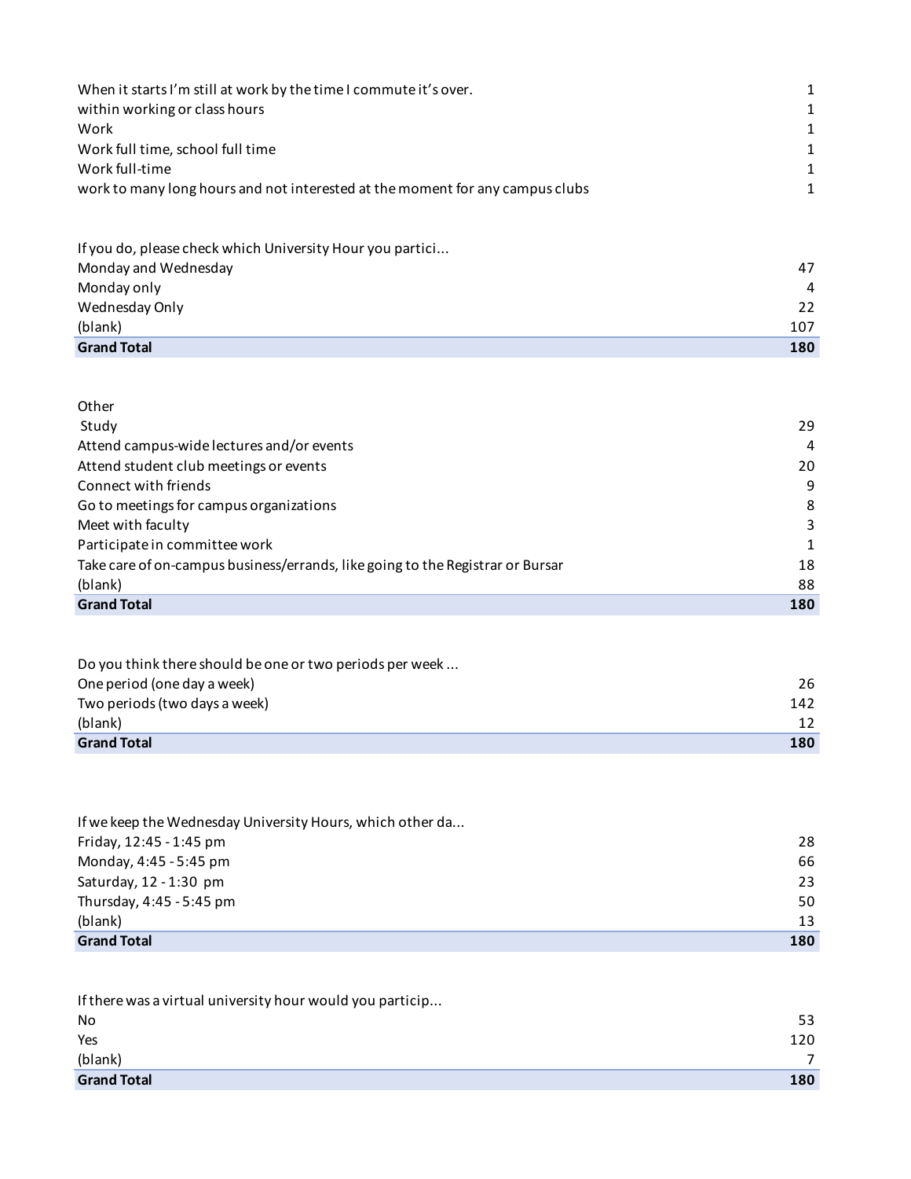| | |
|---|---|
| When it starts I’m still at work by the time I commute it’s over. | 1 |
| within working or class hours | 1 |
| Work | 1 |
| Work full time, school full time | 1 |
| Work full-time | 1 |
| work to many long hours and not interested at the moment for any campus clubs | 1 |

| If you do, please check which University Hour you partici... | |
|---|---|
| Monday and Wednesday | 47 |
| Monday only | 4 |
| Wednesday Only | 22 |
| (blank) | 107 |
| **Grand Total** | **180** |

| Other | |
|---|---|
| Study | 29 |
| Attend campus-wide lectures and/or events | 4 |
| Attend student club meetings or events | 20 |
| Connect with friends | 9 |
| Go to meetings for campus organizations | 8 |
| Meet with faculty | 3 |
| Participate in committee work | 1 |
| Take care of on-campus business/errands, like going to the Registrar or Bursar | 18 |
| (blank) | 88 |
| **Grand Total** | **180** |

| Do you think there should be one or two periods per week ... | |
|---|---|
| One period (one day a week) | 26 |
| Two periods (two days a week) | 142 |
| (blank) | 12 |
| **Grand Total** | **180** |

| If we keep the Wednesday University Hours, which other da... | |
|---|---|
| Friday, 12:45 - 1:45 pm | 28 |
| Monday, 4:45 - 5:45 pm | 66 |
| Saturday, 12 - 1:30 pm | 23 |
| Thursday, 4:45 - 5:45 pm | 50 |
| (blank) | 13 |
| **Grand Total** | **180** |

| If there was a virtual university hour would you particip... | |
|---|---|
| No | 53 |
| Yes | 120 |
| (blank) | 7 |
| **Grand Total** | **180** |